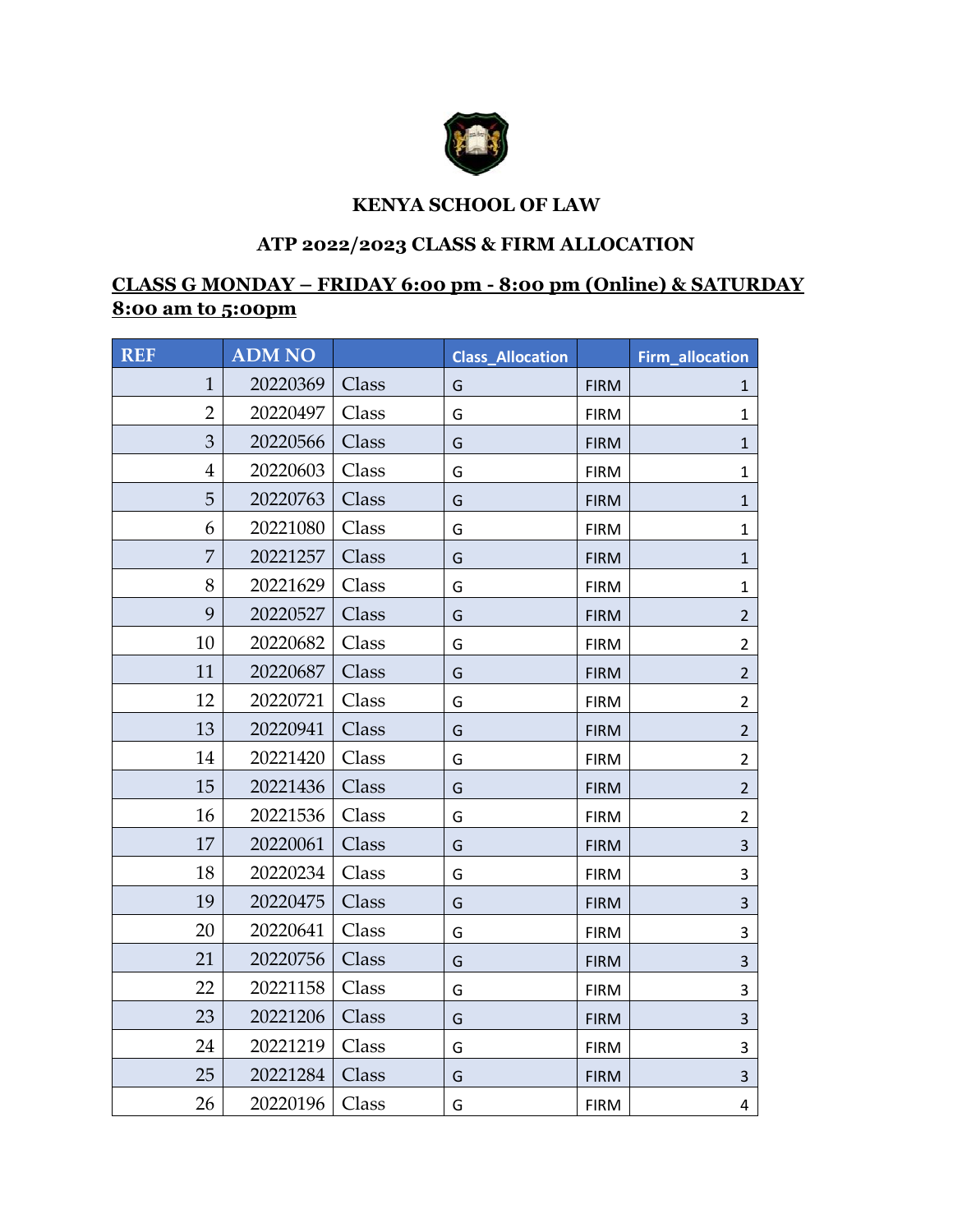# KENYA SCHOOL OF LAW

## ATP 2022/2023 CLASS & FIRM ALLOCATION

### CLASS G MONDAY – FRIDAY 6:00 pm - 8:00 pm (Online) & SATURDAY 8:00 am to 5:00pm

| REF | ADM NO | | Class_Allocation | | Firm_allocation |
|---|---|---|---|---|---|
| 1 | 20220369 | Class | G | FIRM | 1 |
| 2 | 20220497 | Class | G | FIRM | 1 |
| 3 | 20220566 | Class | G | FIRM | 1 |
| 4 | 20220603 | Class | G | FIRM | 1 |
| 5 | 20220763 | Class | G | FIRM | 1 |
| 6 | 20221080 | Class | G | FIRM | 1 |
| 7 | 20221257 | Class | G | FIRM | 1 |
| 8 | 20221629 | Class | G | FIRM | 1 |
| 9 | 20220527 | Class | G | FIRM | 2 |
| 10 | 20220682 | Class | G | FIRM | 2 |
| 11 | 20220687 | Class | G | FIRM | 2 |
| 12 | 20220721 | Class | G | FIRM | 2 |
| 13 | 20220941 | Class | G | FIRM | 2 |
| 14 | 20221420 | Class | G | FIRM | 2 |
| 15 | 20221436 | Class | G | FIRM | 2 |
| 16 | 20221536 | Class | G | FIRM | 2 |
| 17 | 20220061 | Class | G | FIRM | 3 |
| 18 | 20220234 | Class | G | FIRM | 3 |
| 19 | 20220475 | Class | G | FIRM | 3 |
| 20 | 20220641 | Class | G | FIRM | 3 |
| 21 | 20220756 | Class | G | FIRM | 3 |
| 22 | 20221158 | Class | G | FIRM | 3 |
| 23 | 20221206 | Class | G | FIRM | 3 |
| 24 | 20221219 | Class | G | FIRM | 3 |
| 25 | 20221284 | Class | G | FIRM | 3 |
| 26 | 20220196 | Class | G | FIRM | 4 |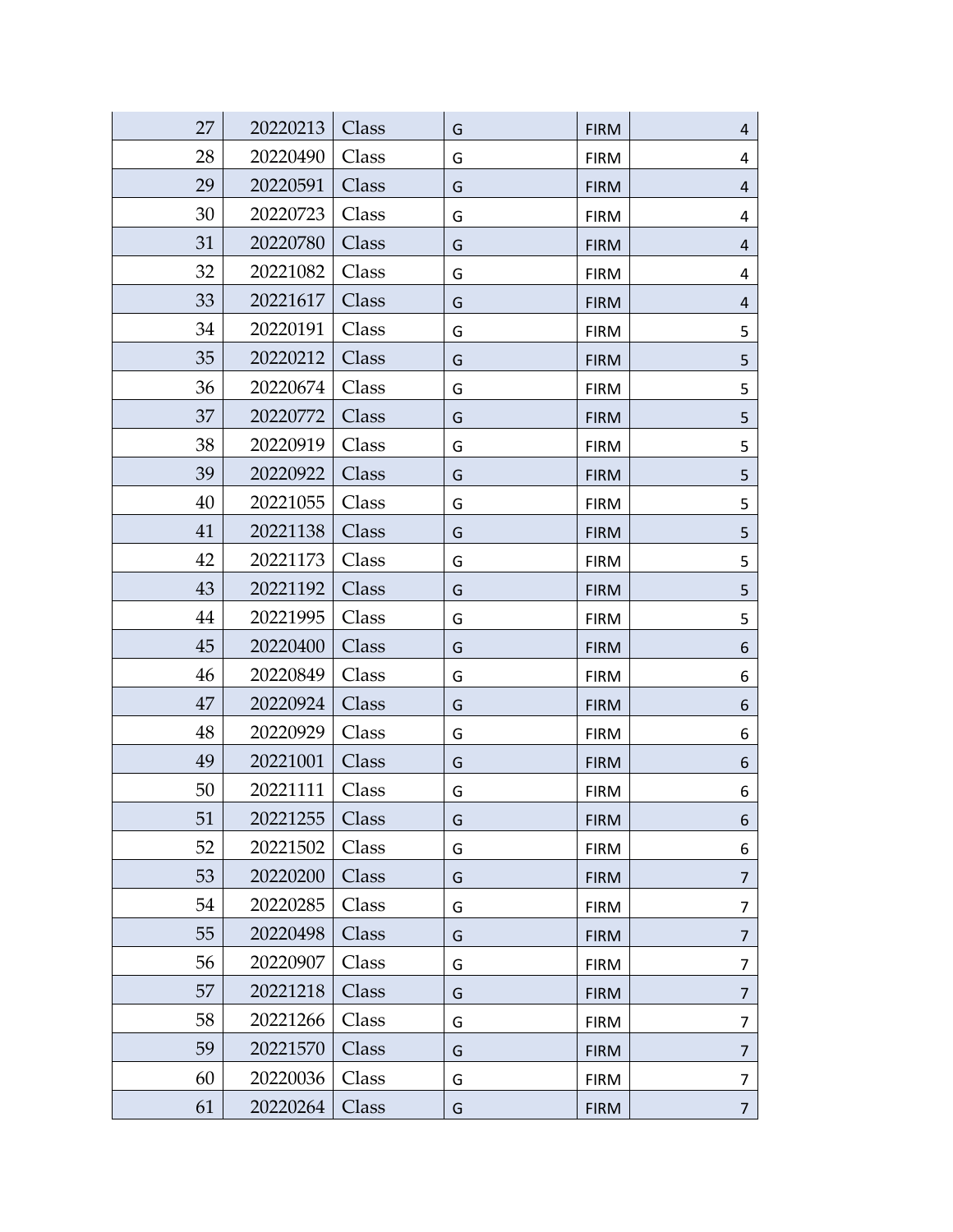| | | | | | |
|---|---|---|---|---|---|
| 27 | 20220213 | Class | G | FIRM | 4 |
| 28 | 20220490 | Class | G | FIRM | 4 |
| 29 | 20220591 | Class | G | FIRM | 4 |
| 30 | 20220723 | Class | G | FIRM | 4 |
| 31 | 20220780 | Class | G | FIRM | 4 |
| 32 | 20221082 | Class | G | FIRM | 4 |
| 33 | 20221617 | Class | G | FIRM | 4 |
| 34 | 20220191 | Class | G | FIRM | 5 |
| 35 | 20220212 | Class | G | FIRM | 5 |
| 36 | 20220674 | Class | G | FIRM | 5 |
| 37 | 20220772 | Class | G | FIRM | 5 |
| 38 | 20220919 | Class | G | FIRM | 5 |
| 39 | 20220922 | Class | G | FIRM | 5 |
| 40 | 20221055 | Class | G | FIRM | 5 |
| 41 | 20221138 | Class | G | FIRM | 5 |
| 42 | 20221173 | Class | G | FIRM | 5 |
| 43 | 20221192 | Class | G | FIRM | 5 |
| 44 | 20221995 | Class | G | FIRM | 5 |
| 45 | 20220400 | Class | G | FIRM | 6 |
| 46 | 20220849 | Class | G | FIRM | 6 |
| 47 | 20220924 | Class | G | FIRM | 6 |
| 48 | 20220929 | Class | G | FIRM | 6 |
| 49 | 20221001 | Class | G | FIRM | 6 |
| 50 | 20221111 | Class | G | FIRM | 6 |
| 51 | 20221255 | Class | G | FIRM | 6 |
| 52 | 20221502 | Class | G | FIRM | 6 |
| 53 | 20220200 | Class | G | FIRM | 7 |
| 54 | 20220285 | Class | G | FIRM | 7 |
| 55 | 20220498 | Class | G | FIRM | 7 |
| 56 | 20220907 | Class | G | FIRM | 7 |
| 57 | 20221218 | Class | G | FIRM | 7 |
| 58 | 20221266 | Class | G | FIRM | 7 |
| 59 | 20221570 | Class | G | FIRM | 7 |
| 60 | 20220036 | Class | G | FIRM | 7 |
| 61 | 20220264 | Class | G | FIRM | 7 |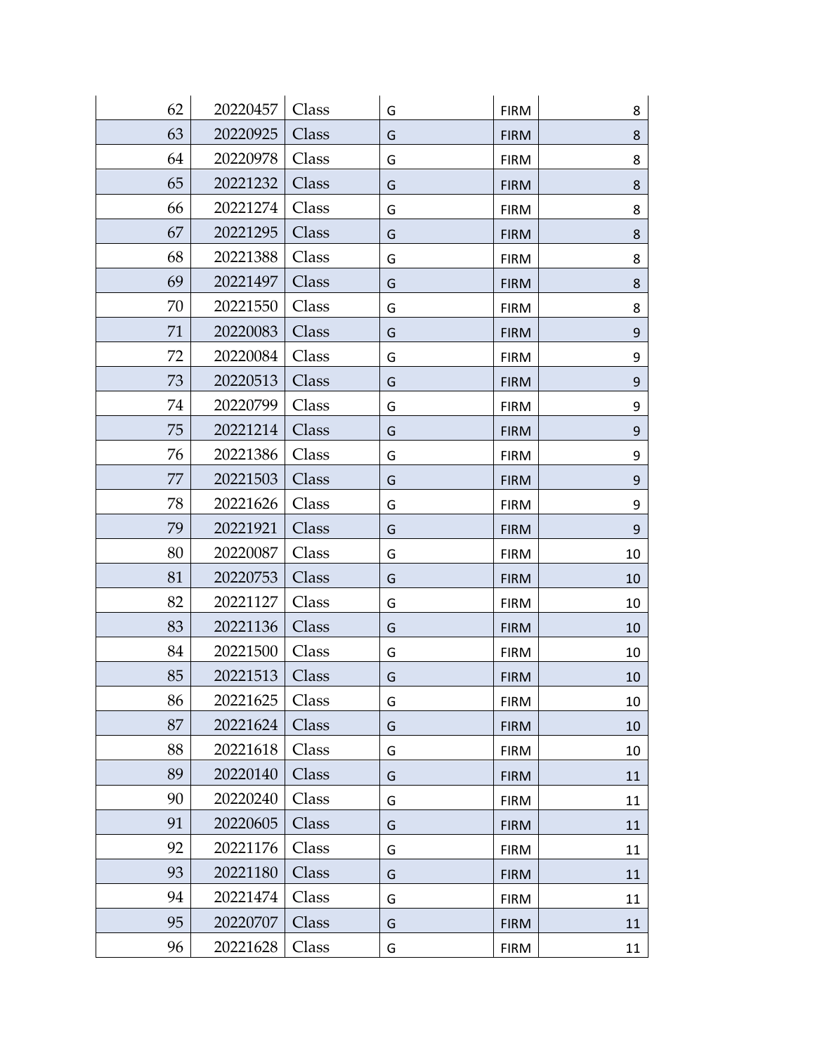| | | | | | |
|---|---|---|---|---|---|
| 62 | 20220457 | Class | G | FIRM | 8 |
| 63 | 20220925 | Class | G | FIRM | 8 |
| 64 | 20220978 | Class | G | FIRM | 8 |
| 65 | 20221232 | Class | G | FIRM | 8 |
| 66 | 20221274 | Class | G | FIRM | 8 |
| 67 | 20221295 | Class | G | FIRM | 8 |
| 68 | 20221388 | Class | G | FIRM | 8 |
| 69 | 20221497 | Class | G | FIRM | 8 |
| 70 | 20221550 | Class | G | FIRM | 8 |
| 71 | 20220083 | Class | G | FIRM | 9 |
| 72 | 20220084 | Class | G | FIRM | 9 |
| 73 | 20220513 | Class | G | FIRM | 9 |
| 74 | 20220799 | Class | G | FIRM | 9 |
| 75 | 20221214 | Class | G | FIRM | 9 |
| 76 | 20221386 | Class | G | FIRM | 9 |
| 77 | 20221503 | Class | G | FIRM | 9 |
| 78 | 20221626 | Class | G | FIRM | 9 |
| 79 | 20221921 | Class | G | FIRM | 9 |
| 80 | 20220087 | Class | G | FIRM | 10 |
| 81 | 20220753 | Class | G | FIRM | 10 |
| 82 | 20221127 | Class | G | FIRM | 10 |
| 83 | 20221136 | Class | G | FIRM | 10 |
| 84 | 20221500 | Class | G | FIRM | 10 |
| 85 | 20221513 | Class | G | FIRM | 10 |
| 86 | 20221625 | Class | G | FIRM | 10 |
| 87 | 20221624 | Class | G | FIRM | 10 |
| 88 | 20221618 | Class | G | FIRM | 10 |
| 89 | 20220140 | Class | G | FIRM | 11 |
| 90 | 20220240 | Class | G | FIRM | 11 |
| 91 | 20220605 | Class | G | FIRM | 11 |
| 92 | 20221176 | Class | G | FIRM | 11 |
| 93 | 20221180 | Class | G | FIRM | 11 |
| 94 | 20221474 | Class | G | FIRM | 11 |
| 95 | 20220707 | Class | G | FIRM | 11 |
| 96 | 20221628 | Class | G | FIRM | 11 |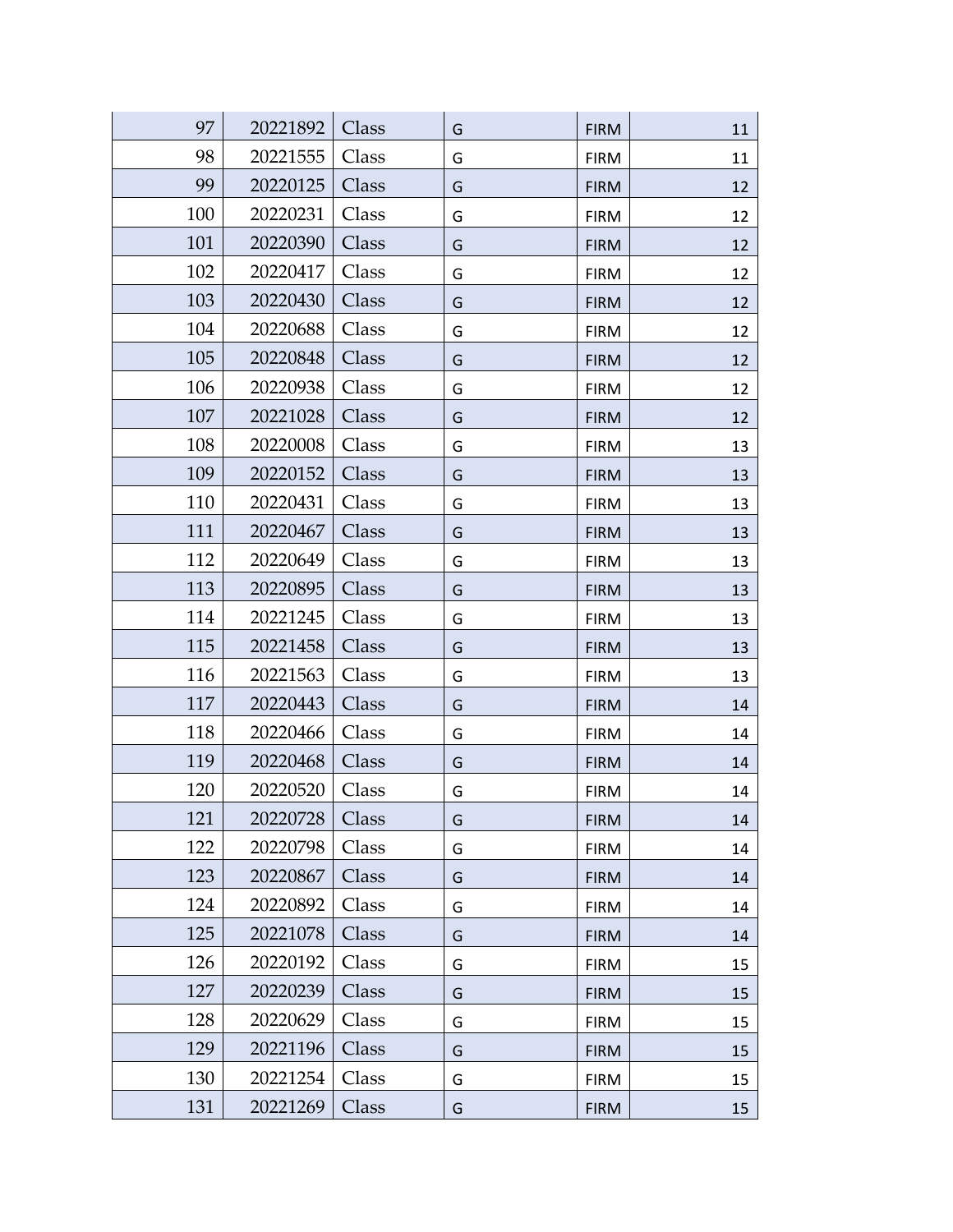| | | | | | |
|---|---|---|---|---|---|
| 97 | 20221892 | Class | G | FIRM | 11 |
| 98 | 20221555 | Class | G | FIRM | 11 |
| 99 | 20220125 | Class | G | FIRM | 12 |
| 100 | 20220231 | Class | G | FIRM | 12 |
| 101 | 20220390 | Class | G | FIRM | 12 |
| 102 | 20220417 | Class | G | FIRM | 12 |
| 103 | 20220430 | Class | G | FIRM | 12 |
| 104 | 20220688 | Class | G | FIRM | 12 |
| 105 | 20220848 | Class | G | FIRM | 12 |
| 106 | 20220938 | Class | G | FIRM | 12 |
| 107 | 20221028 | Class | G | FIRM | 12 |
| 108 | 20220008 | Class | G | FIRM | 13 |
| 109 | 20220152 | Class | G | FIRM | 13 |
| 110 | 20220431 | Class | G | FIRM | 13 |
| 111 | 20220467 | Class | G | FIRM | 13 |
| 112 | 20220649 | Class | G | FIRM | 13 |
| 113 | 20220895 | Class | G | FIRM | 13 |
| 114 | 20221245 | Class | G | FIRM | 13 |
| 115 | 20221458 | Class | G | FIRM | 13 |
| 116 | 20221563 | Class | G | FIRM | 13 |
| 117 | 20220443 | Class | G | FIRM | 14 |
| 118 | 20220466 | Class | G | FIRM | 14 |
| 119 | 20220468 | Class | G | FIRM | 14 |
| 120 | 20220520 | Class | G | FIRM | 14 |
| 121 | 20220728 | Class | G | FIRM | 14 |
| 122 | 20220798 | Class | G | FIRM | 14 |
| 123 | 20220867 | Class | G | FIRM | 14 |
| 124 | 20220892 | Class | G | FIRM | 14 |
| 125 | 20221078 | Class | G | FIRM | 14 |
| 126 | 20220192 | Class | G | FIRM | 15 |
| 127 | 20220239 | Class | G | FIRM | 15 |
| 128 | 20220629 | Class | G | FIRM | 15 |
| 129 | 20221196 | Class | G | FIRM | 15 |
| 130 | 20221254 | Class | G | FIRM | 15 |
| 131 | 20221269 | Class | G | FIRM | 15 |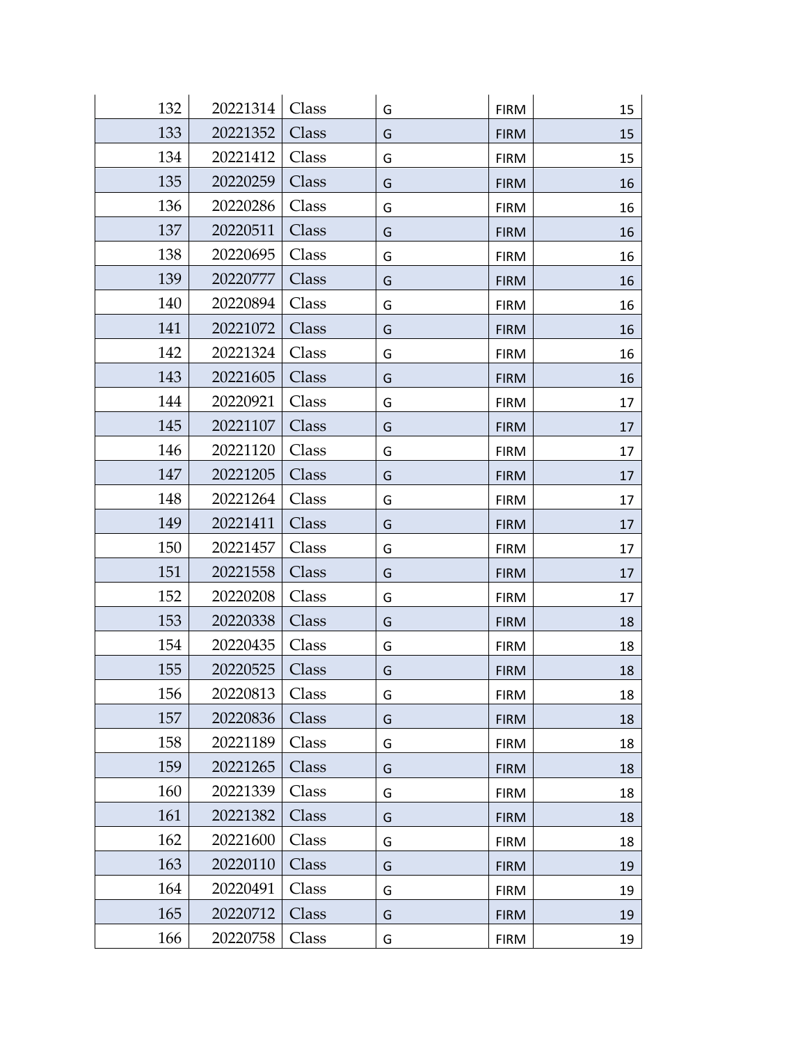| 132 | 20221314 | Class | G | FIRM | 15 |
|---|---|---|---|---|---|
| 133 | 20221352 | Class | G | FIRM | 15 |
| 134 | 20221412 | Class | G | FIRM | 15 |
| 135 | 20220259 | Class | G | FIRM | 16 |
| 136 | 20220286 | Class | G | FIRM | 16 |
| 137 | 20220511 | Class | G | FIRM | 16 |
| 138 | 20220695 | Class | G | FIRM | 16 |
| 139 | 20220777 | Class | G | FIRM | 16 |
| 140 | 20220894 | Class | G | FIRM | 16 |
| 141 | 20221072 | Class | G | FIRM | 16 |
| 142 | 20221324 | Class | G | FIRM | 16 |
| 143 | 20221605 | Class | G | FIRM | 16 |
| 144 | 20220921 | Class | G | FIRM | 17 |
| 145 | 20221107 | Class | G | FIRM | 17 |
| 146 | 20221120 | Class | G | FIRM | 17 |
| 147 | 20221205 | Class | G | FIRM | 17 |
| 148 | 20221264 | Class | G | FIRM | 17 |
| 149 | 20221411 | Class | G | FIRM | 17 |
| 150 | 20221457 | Class | G | FIRM | 17 |
| 151 | 20221558 | Class | G | FIRM | 17 |
| 152 | 20220208 | Class | G | FIRM | 17 |
| 153 | 20220338 | Class | G | FIRM | 18 |
| 154 | 20220435 | Class | G | FIRM | 18 |
| 155 | 20220525 | Class | G | FIRM | 18 |
| 156 | 20220813 | Class | G | FIRM | 18 |
| 157 | 20220836 | Class | G | FIRM | 18 |
| 158 | 20221189 | Class | G | FIRM | 18 |
| 159 | 20221265 | Class | G | FIRM | 18 |
| 160 | 20221339 | Class | G | FIRM | 18 |
| 161 | 20221382 | Class | G | FIRM | 18 |
| 162 | 20221600 | Class | G | FIRM | 18 |
| 163 | 20220110 | Class | G | FIRM | 19 |
| 164 | 20220491 | Class | G | FIRM | 19 |
| 165 | 20220712 | Class | G | FIRM | 19 |
| 166 | 20220758 | Class | G | FIRM | 19 |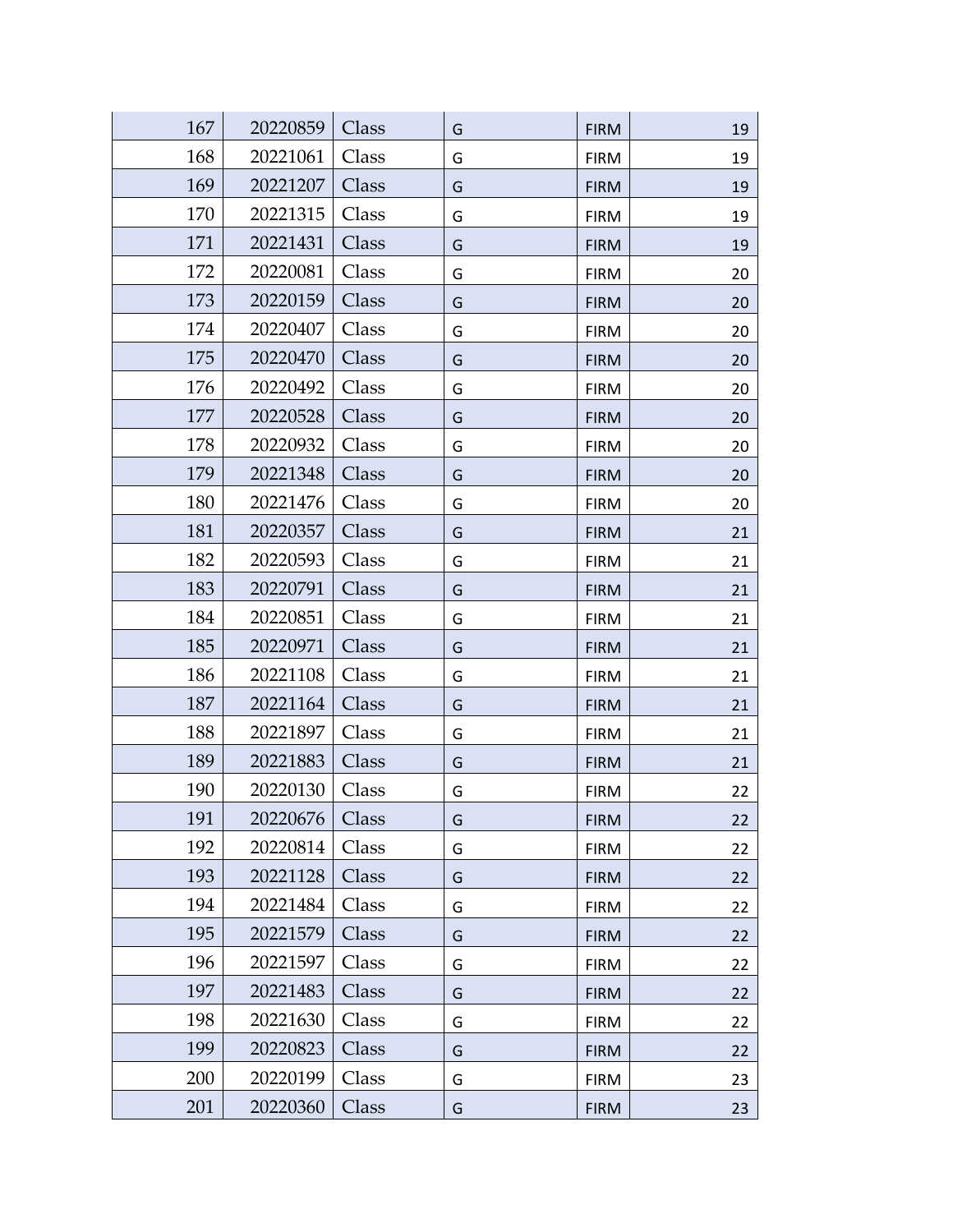| | | | | | |
|---|---|---|---|---|---|
| 167 | 20220859 | Class | G | FIRM | 19 |
| 168 | 20221061 | Class | G | FIRM | 19 |
| 169 | 20221207 | Class | G | FIRM | 19 |
| 170 | 20221315 | Class | G | FIRM | 19 |
| 171 | 20221431 | Class | G | FIRM | 19 |
| 172 | 20220081 | Class | G | FIRM | 20 |
| 173 | 20220159 | Class | G | FIRM | 20 |
| 174 | 20220407 | Class | G | FIRM | 20 |
| 175 | 20220470 | Class | G | FIRM | 20 |
| 176 | 20220492 | Class | G | FIRM | 20 |
| 177 | 20220528 | Class | G | FIRM | 20 |
| 178 | 20220932 | Class | G | FIRM | 20 |
| 179 | 20221348 | Class | G | FIRM | 20 |
| 180 | 20221476 | Class | G | FIRM | 20 |
| 181 | 20220357 | Class | G | FIRM | 21 |
| 182 | 20220593 | Class | G | FIRM | 21 |
| 183 | 20220791 | Class | G | FIRM | 21 |
| 184 | 20220851 | Class | G | FIRM | 21 |
| 185 | 20220971 | Class | G | FIRM | 21 |
| 186 | 20221108 | Class | G | FIRM | 21 |
| 187 | 20221164 | Class | G | FIRM | 21 |
| 188 | 20221897 | Class | G | FIRM | 21 |
| 189 | 20221883 | Class | G | FIRM | 21 |
| 190 | 20220130 | Class | G | FIRM | 22 |
| 191 | 20220676 | Class | G | FIRM | 22 |
| 192 | 20220814 | Class | G | FIRM | 22 |
| 193 | 20221128 | Class | G | FIRM | 22 |
| 194 | 20221484 | Class | G | FIRM | 22 |
| 195 | 20221579 | Class | G | FIRM | 22 |
| 196 | 20221597 | Class | G | FIRM | 22 |
| 197 | 20221483 | Class | G | FIRM | 22 |
| 198 | 20221630 | Class | G | FIRM | 22 |
| 199 | 20220823 | Class | G | FIRM | 22 |
| 200 | 20220199 | Class | G | FIRM | 23 |
| 201 | 20220360 | Class | G | FIRM | 23 |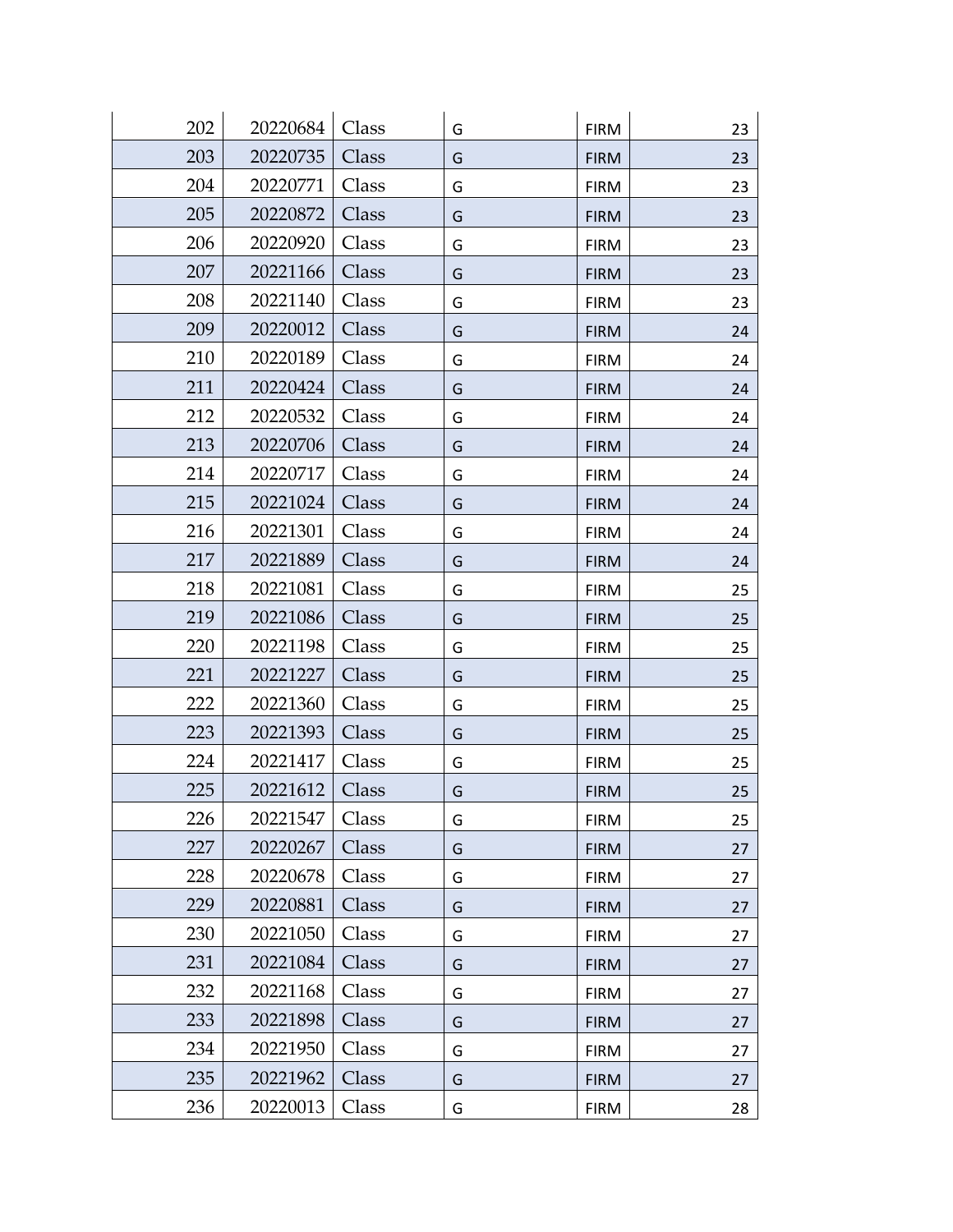| | | | | | |
|---|---|---|---|---|---|
| 202 | 20220684 | Class | G | FIRM | 23 |
| 203 | 20220735 | Class | G | FIRM | 23 |
| 204 | 20220771 | Class | G | FIRM | 23 |
| 205 | 20220872 | Class | G | FIRM | 23 |
| 206 | 20220920 | Class | G | FIRM | 23 |
| 207 | 20221166 | Class | G | FIRM | 23 |
| 208 | 20221140 | Class | G | FIRM | 23 |
| 209 | 20220012 | Class | G | FIRM | 24 |
| 210 | 20220189 | Class | G | FIRM | 24 |
| 211 | 20220424 | Class | G | FIRM | 24 |
| 212 | 20220532 | Class | G | FIRM | 24 |
| 213 | 20220706 | Class | G | FIRM | 24 |
| 214 | 20220717 | Class | G | FIRM | 24 |
| 215 | 20221024 | Class | G | FIRM | 24 |
| 216 | 20221301 | Class | G | FIRM | 24 |
| 217 | 20221889 | Class | G | FIRM | 24 |
| 218 | 20221081 | Class | G | FIRM | 25 |
| 219 | 20221086 | Class | G | FIRM | 25 |
| 220 | 20221198 | Class | G | FIRM | 25 |
| 221 | 20221227 | Class | G | FIRM | 25 |
| 222 | 20221360 | Class | G | FIRM | 25 |
| 223 | 20221393 | Class | G | FIRM | 25 |
| 224 | 20221417 | Class | G | FIRM | 25 |
| 225 | 20221612 | Class | G | FIRM | 25 |
| 226 | 20221547 | Class | G | FIRM | 25 |
| 227 | 20220267 | Class | G | FIRM | 27 |
| 228 | 20220678 | Class | G | FIRM | 27 |
| 229 | 20220881 | Class | G | FIRM | 27 |
| 230 | 20221050 | Class | G | FIRM | 27 |
| 231 | 20221084 | Class | G | FIRM | 27 |
| 232 | 20221168 | Class | G | FIRM | 27 |
| 233 | 20221898 | Class | G | FIRM | 27 |
| 234 | 20221950 | Class | G | FIRM | 27 |
| 235 | 20221962 | Class | G | FIRM | 27 |
| 236 | 20220013 | Class | G | FIRM | 28 |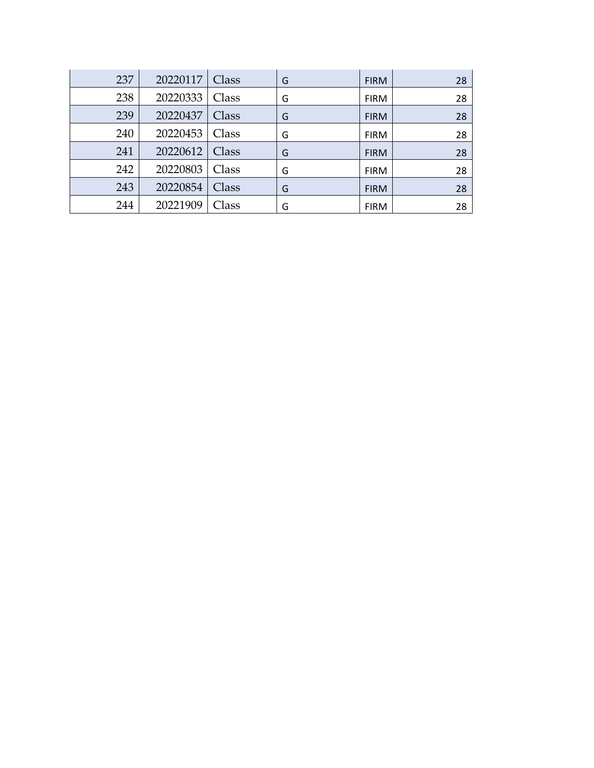| | | | | | |
|---|---|---|---|---|---|
| 237 | 20220117 | Class | G | FIRM | 28 |
| 238 | 20220333 | Class | G | FIRM | 28 |
| 239 | 20220437 | Class | G | FIRM | 28 |
| 240 | 20220453 | Class | G | FIRM | 28 |
| 241 | 20220612 | Class | G | FIRM | 28 |
| 242 | 20220803 | Class | G | FIRM | 28 |
| 243 | 20220854 | Class | G | FIRM | 28 |
| 244 | 20221909 | Class | G | FIRM | 28 |